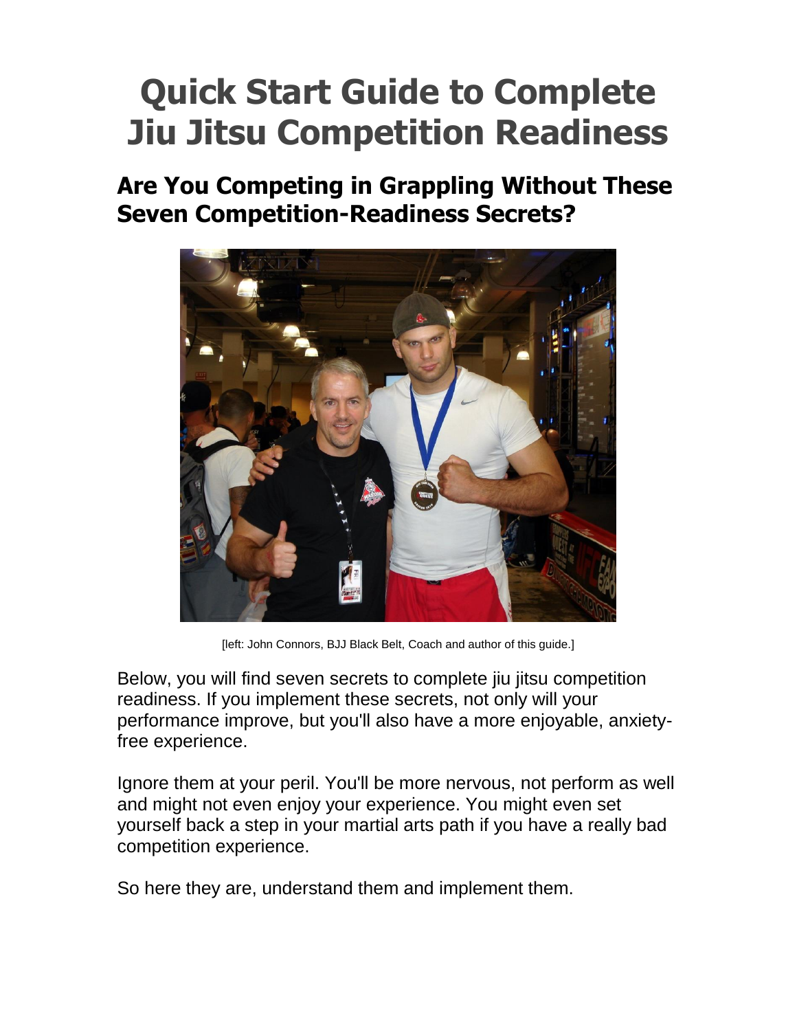# Quick Start Guide to Complete Jiu Jitsu Competition Readiness

## Are You Competing in Grappling Without These Seven Competition-Readiness Secrets?

[left: John Connors, BJJ Black Belt, Coach and author of this guide.]

Below, you will find seven secrets to complete jiu jitsu competition readiness. If you implement these secrets, not only will your performance improve, but you'll also have a more enjoyable, anxiety-free experience.

Ignore them at your peril. You'll be more nervous, not perform as well and might not even enjoy your experience. You might even set yourself back a step in your martial arts path if you have a really bad competition experience.

So here they are, understand them and implement them.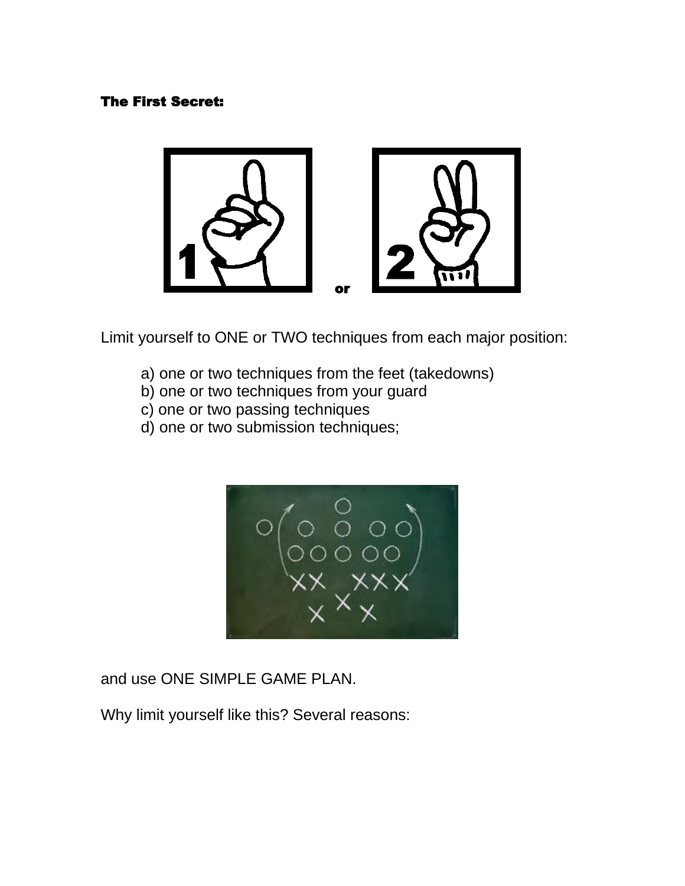**The First Secret:**

or

Limit yourself to ONE or TWO techniques from each major position:

a) one or two techniques from the feet (takedowns)
b) one or two techniques from your guard
c) one or two passing techniques
d) one or two submission techniques;

and use ONE SIMPLE GAME PLAN.

Why limit yourself like this? Several reasons: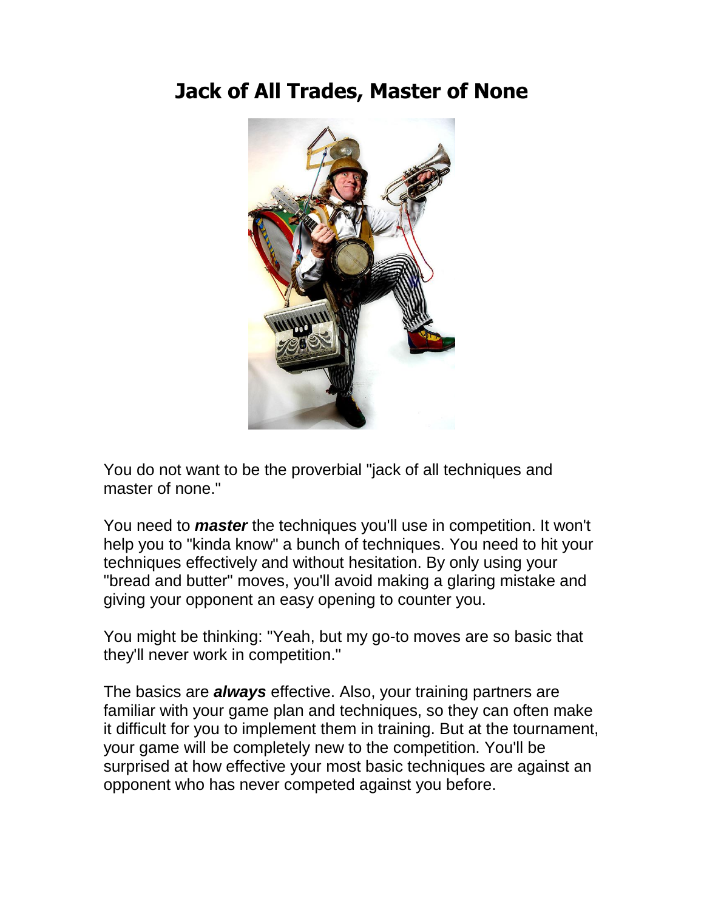# Jack of All Trades, Master of None

You do not want to be the proverbial "jack of all techniques and master of none."

You need to ***master*** the techniques you'll use in competition. It won't help you to "kinda know" a bunch of techniques. You need to hit your techniques effectively and without hesitation. By only using your "bread and butter" moves, you'll avoid making a glaring mistake and giving your opponent an easy opening to counter you.

You might be thinking: "Yeah, but my go-to moves are so basic that they'll never work in competition."

The basics are ***always*** effective. Also, your training partners are familiar with your game plan and techniques, so they can often make it difficult for you to implement them in training. But at the tournament, your game will be completely new to the competition. You'll be surprised at how effective your most basic techniques are against an opponent who has never competed against you before.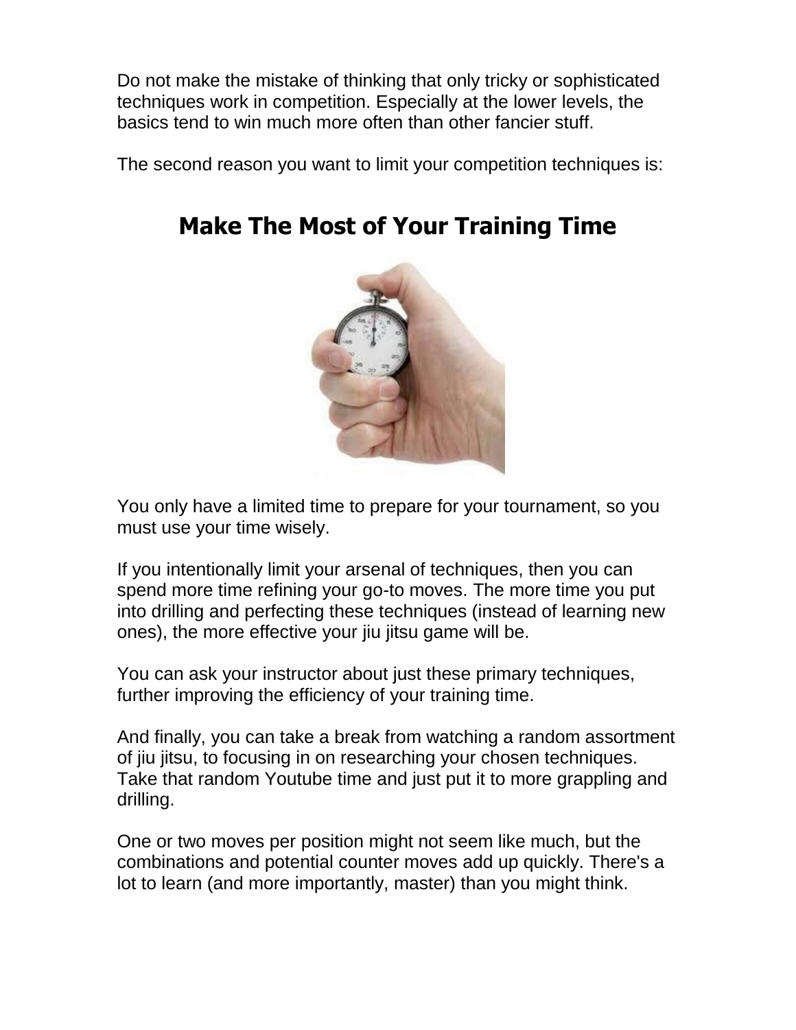Do not make the mistake of thinking that only tricky or sophisticated techniques work in competition. Especially at the lower levels, the basics tend to win much more often than other fancier stuff.

The second reason you want to limit your competition techniques is:

## Make The Most of Your Training Time

You only have a limited time to prepare for your tournament, so you must use your time wisely.

If you intentionally limit your arsenal of techniques, then you can spend more time refining your go-to moves. The more time you put into drilling and perfecting these techniques (instead of learning new ones), the more effective your jiu jitsu game will be.

You can ask your instructor about just these primary techniques, further improving the efficiency of your training time.

And finally, you can take a break from watching a random assortment of jiu jitsu, to focusing in on researching your chosen techniques. Take that random Youtube time and just put it to more grappling and drilling.

One or two moves per position might not seem like much, but the combinations and potential counter moves add up quickly. There's a lot to learn (and more importantly, master) than you might think.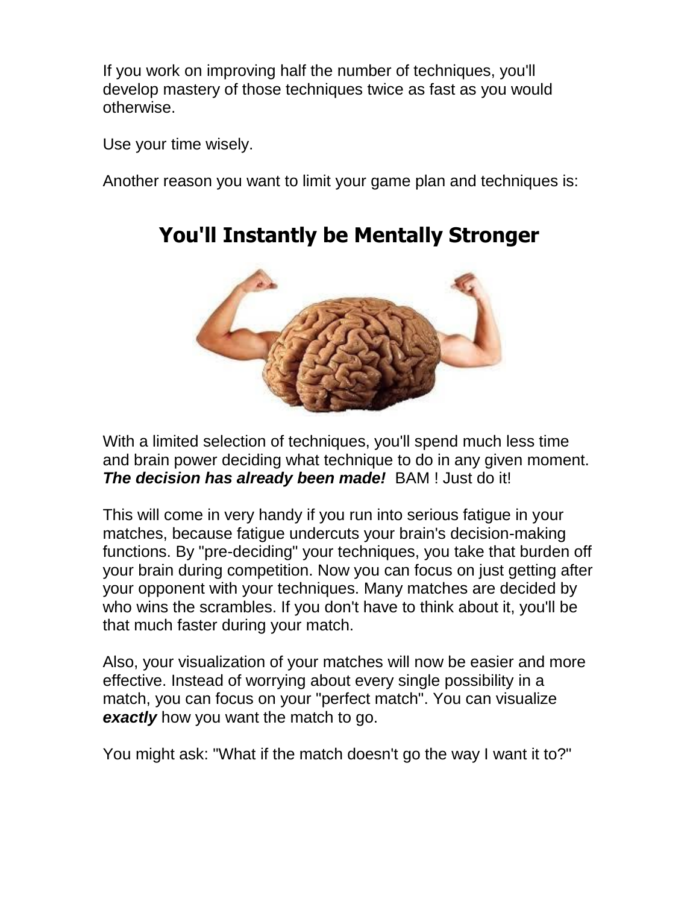If you work on improving half the number of techniques, you'll develop mastery of those techniques twice as fast as you would otherwise.

Use your time wisely.

Another reason you want to limit your game plan and techniques is:

## You'll Instantly be Mentally Stronger

With a limited selection of techniques, you'll spend much less time and brain power deciding what technique to do in any given moment. ***The decision has already been made!*** BAM ! Just do it!

This will come in very handy if you run into serious fatigue in your matches, because fatigue undercuts your brain's decision-making functions. By "pre-deciding" your techniques, you take that burden off your brain during competition. Now you can focus on just getting after your opponent with your techniques. Many matches are decided by who wins the scrambles. If you don't have to think about it, you'll be that much faster during your match.

Also, your visualization of your matches will now be easier and more effective. Instead of worrying about every single possibility in a match, you can focus on your "perfect match". You can visualize ***exactly*** how you want the match to go.

You might ask: "What if the match doesn't go the way I want it to?"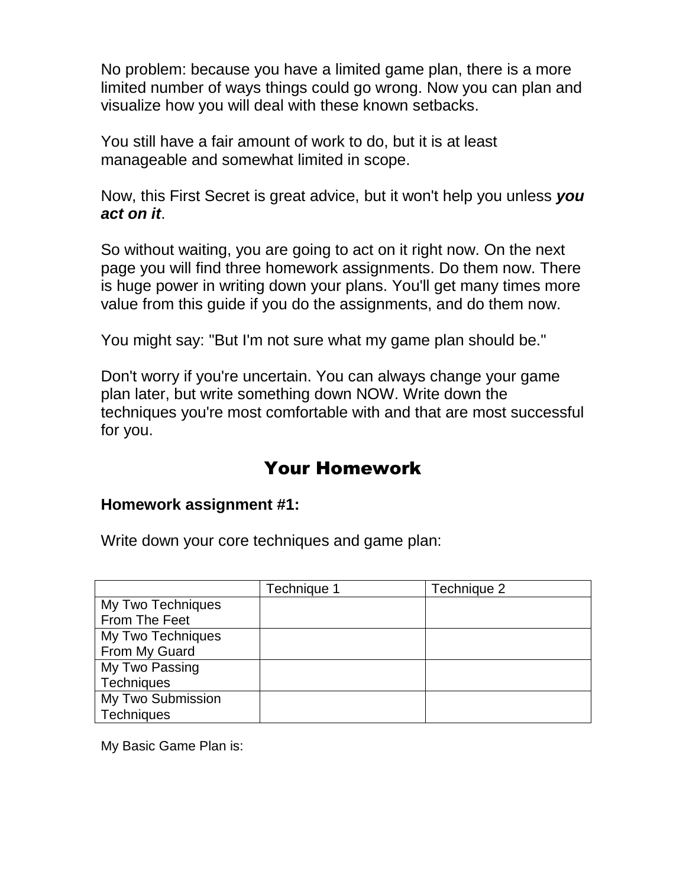No problem: because you have a limited game plan, there is a more limited number of ways things could go wrong. Now you can plan and visualize how you will deal with these known setbacks.

You still have a fair amount of work to do, but it is at least manageable and somewhat limited in scope.

Now, this First Secret is great advice, but it won't help you unless ***you act on it***.

So without waiting, you are going to act on it right now. On the next page you will find three homework assignments. Do them now. There is huge power in writing down your plans. You'll get many times more value from this guide if you do the assignments, and do them now.

You might say: "But I'm not sure what my game plan should be."

Don't worry if you're uncertain. You can always change your game plan later, but write something down NOW. Write down the techniques you're most comfortable with and that are most successful for you.

## Your Homework

**Homework assignment #1:**

Write down your core techniques and game plan:

| | Technique 1 | Technique 2 |
|---|---|---|
| My Two Techniques From The Feet | | |
| My Two Techniques From My Guard | | |
| My Two Passing Techniques | | |
| My Two Submission Techniques | | |

My Basic Game Plan is: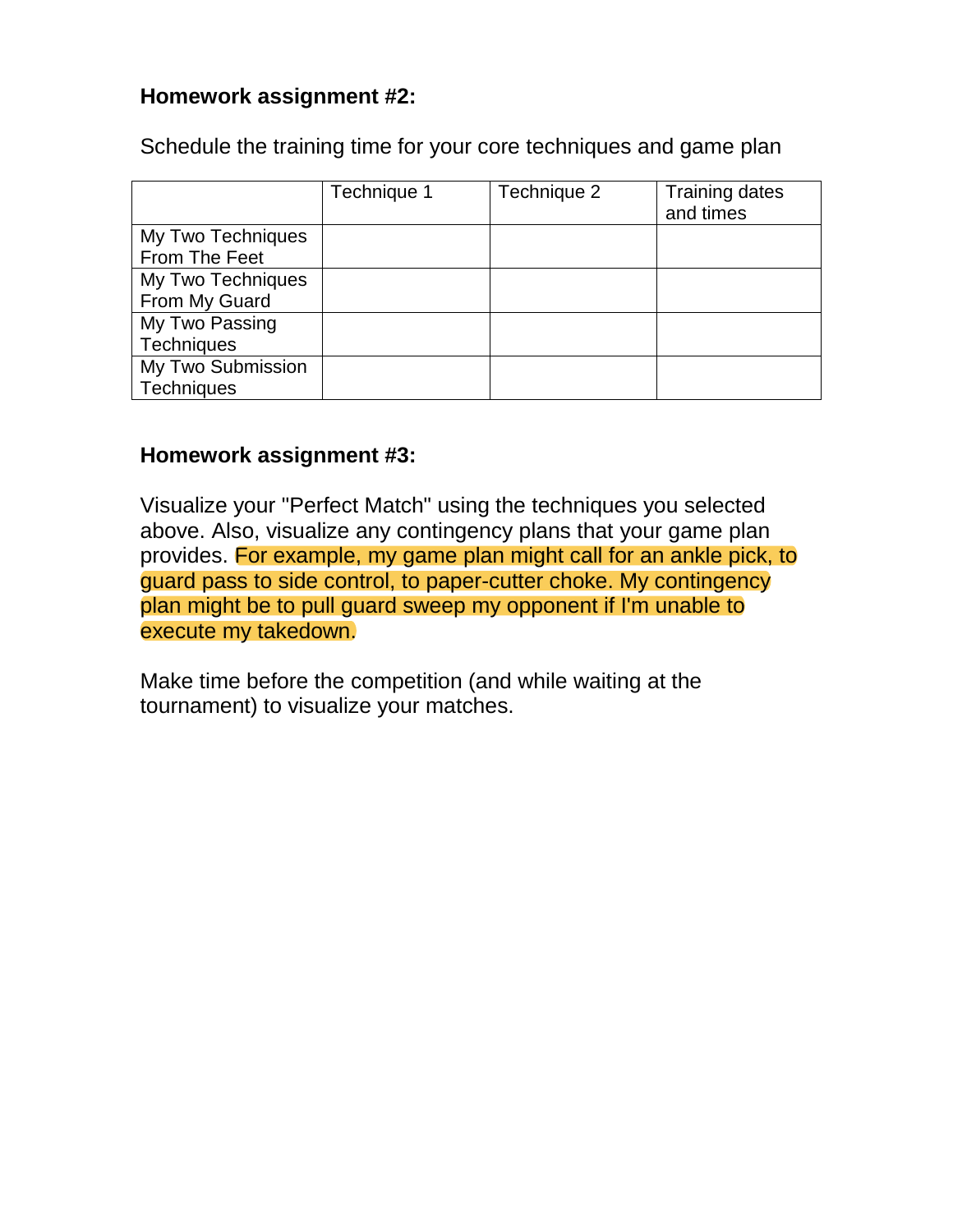**Homework assignment #2:**

Schedule the training time for your core techniques and game plan

| | Technique 1 | Technique 2 | Training dates and times |
|---|---|---|---|
| My Two Techniques From The Feet | | | |
| My Two Techniques From My Guard | | | |
| My Two Passing Techniques | | | |
| My Two Submission Techniques | | | |

**Homework assignment #3:**

Visualize your "Perfect Match" using the techniques you selected above. Also, visualize any contingency plans that your game plan provides. For example, my game plan might call for an ankle pick, to guard pass to side control, to paper-cutter choke. My contingency plan might be to pull guard sweep my opponent if I'm unable to execute my takedown.

Make time before the competition (and while waiting at the tournament) to visualize your matches.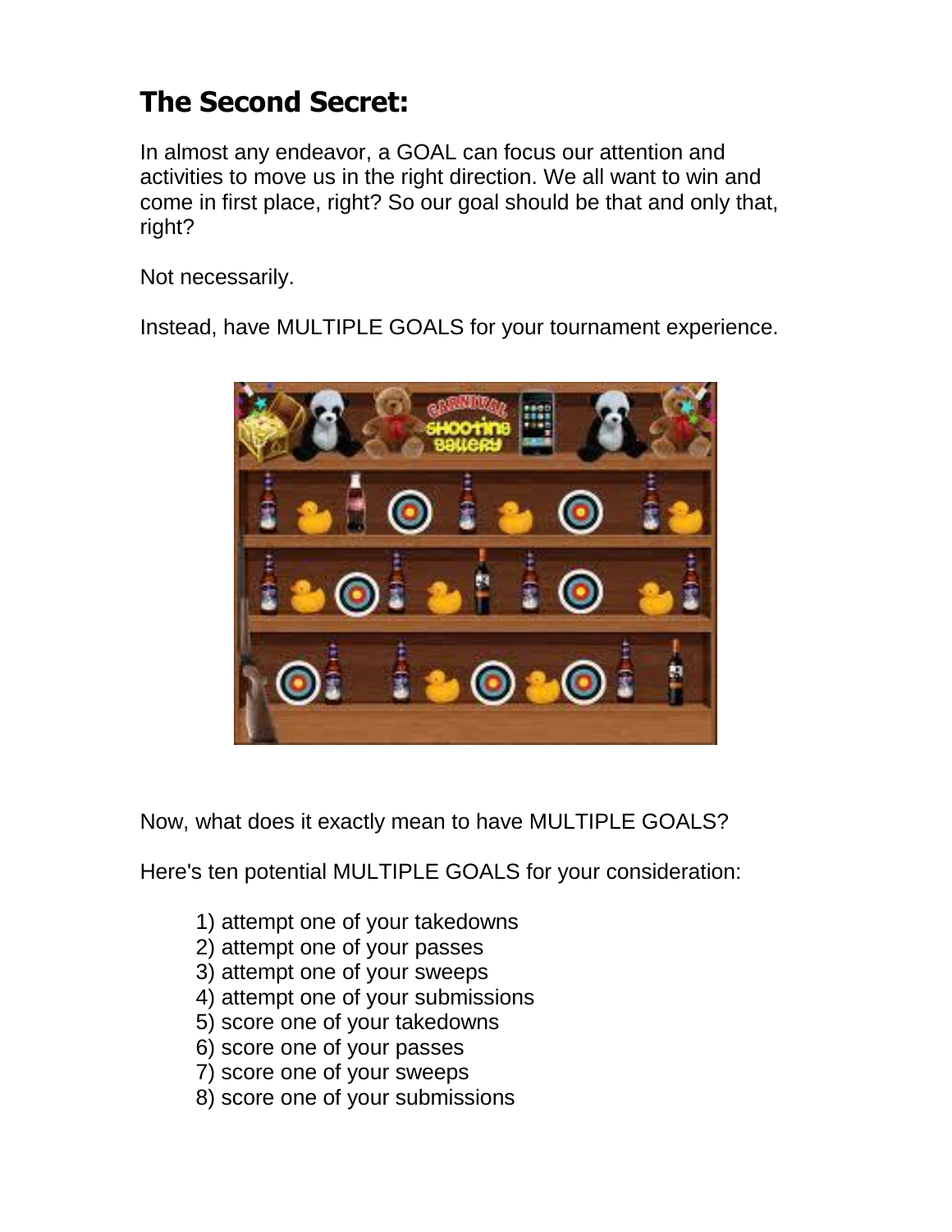## The Second Secret:

In almost any endeavor, a GOAL can focus our attention and activities to move us in the right direction. We all want to win and come in first place, right? So our goal should be that and only that, right?

Not necessarily.

Instead, have MULTIPLE GOALS for your tournament experience.

Now, what does it exactly mean to have MULTIPLE GOALS?

Here's ten potential MULTIPLE GOALS for your consideration:

1) attempt one of your takedowns
2) attempt one of your passes
3) attempt one of your sweeps
4) attempt one of your submissions
5) score one of your takedowns
6) score one of your passes
7) score one of your sweeps
8) score one of your submissions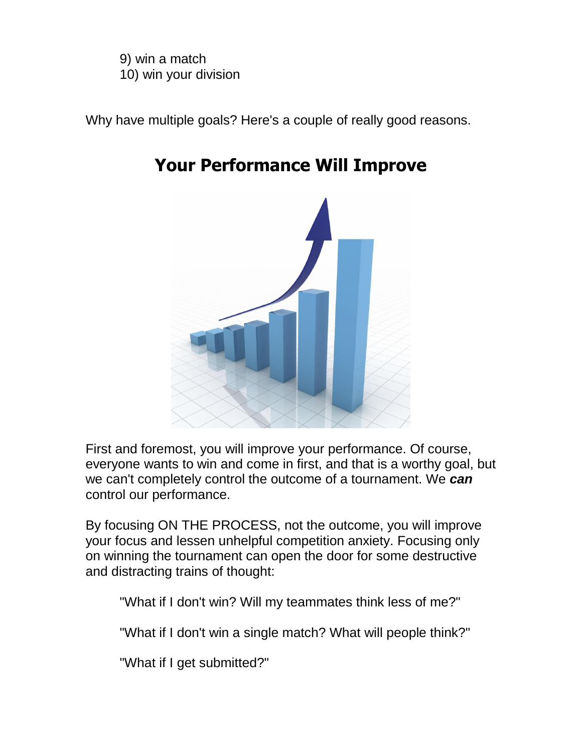9) win a match
10) win your division

Why have multiple goals? Here's a couple of really good reasons.

## Your Performance Will Improve

First and foremost, you will improve your performance. Of course, everyone wants to win and come in first, and that is a worthy goal, but we can't completely control the outcome of a tournament. We ***can*** control our performance.

By focusing ON THE PROCESS, not the outcome, you will improve your focus and lessen unhelpful competition anxiety. Focusing only on winning the tournament can open the door for some destructive and distracting trains of thought:

"What if I don't win? Will my teammates think less of me?"

"What if I don't win a single match? What will people think?"

"What if I get submitted?"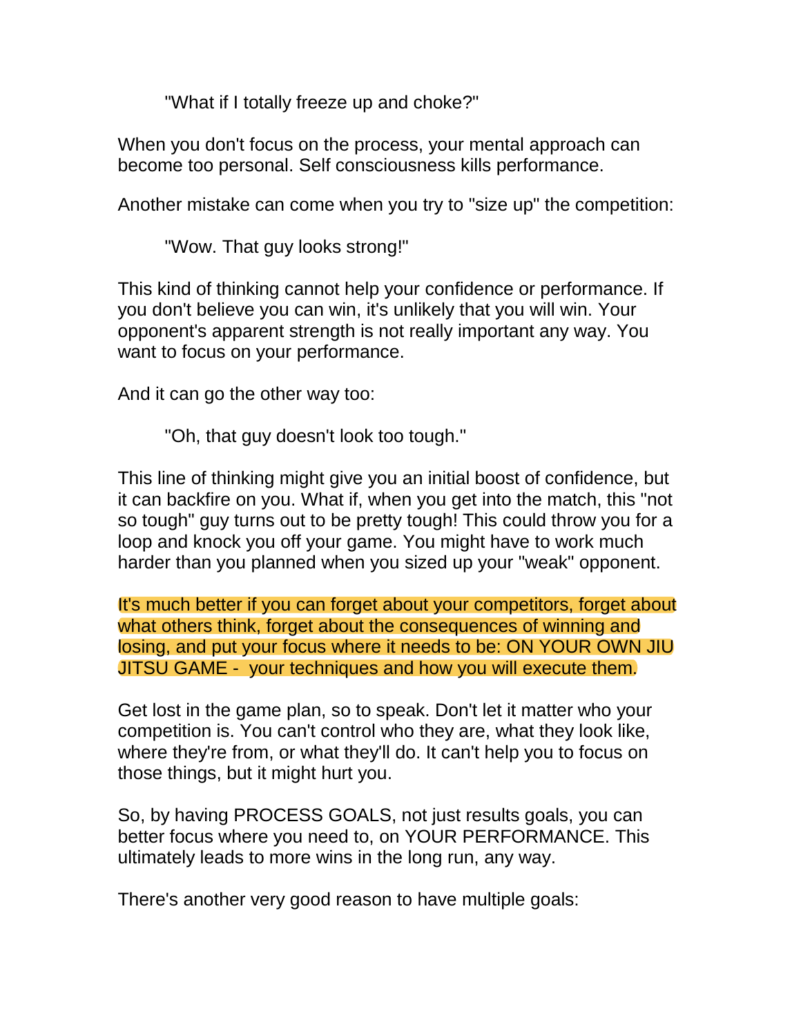"What if I totally freeze up and choke?"

When you don't focus on the process, your mental approach can become too personal. Self consciousness kills performance.

Another mistake can come when you try to "size up" the competition:

"Wow. That guy looks strong!"

This kind of thinking cannot help your confidence or performance. If you don't believe you can win, it's unlikely that you will win. Your opponent's apparent strength is not really important any way. You want to focus on your performance.

And it can go the other way too:

"Oh, that guy doesn't look too tough."

This line of thinking might give you an initial boost of confidence, but it can backfire on you. What if, when you get into the match, this "not so tough" guy turns out to be pretty tough! This could throw you for a loop and knock you off your game. You might have to work much harder than you planned when you sized up your "weak" opponent.

It's much better if you can forget about your competitors, forget about what others think, forget about the consequences of winning and losing, and put your focus where it needs to be: ON YOUR OWN JIU JITSU GAME - your techniques and how you will execute them.

Get lost in the game plan, so to speak. Don't let it matter who your competition is. You can't control who they are, what they look like, where they're from, or what they'll do. It can't help you to focus on those things, but it might hurt you.

So, by having PROCESS GOALS, not just results goals, you can better focus where you need to, on YOUR PERFORMANCE. This ultimately leads to more wins in the long run, any way.

There's another very good reason to have multiple goals: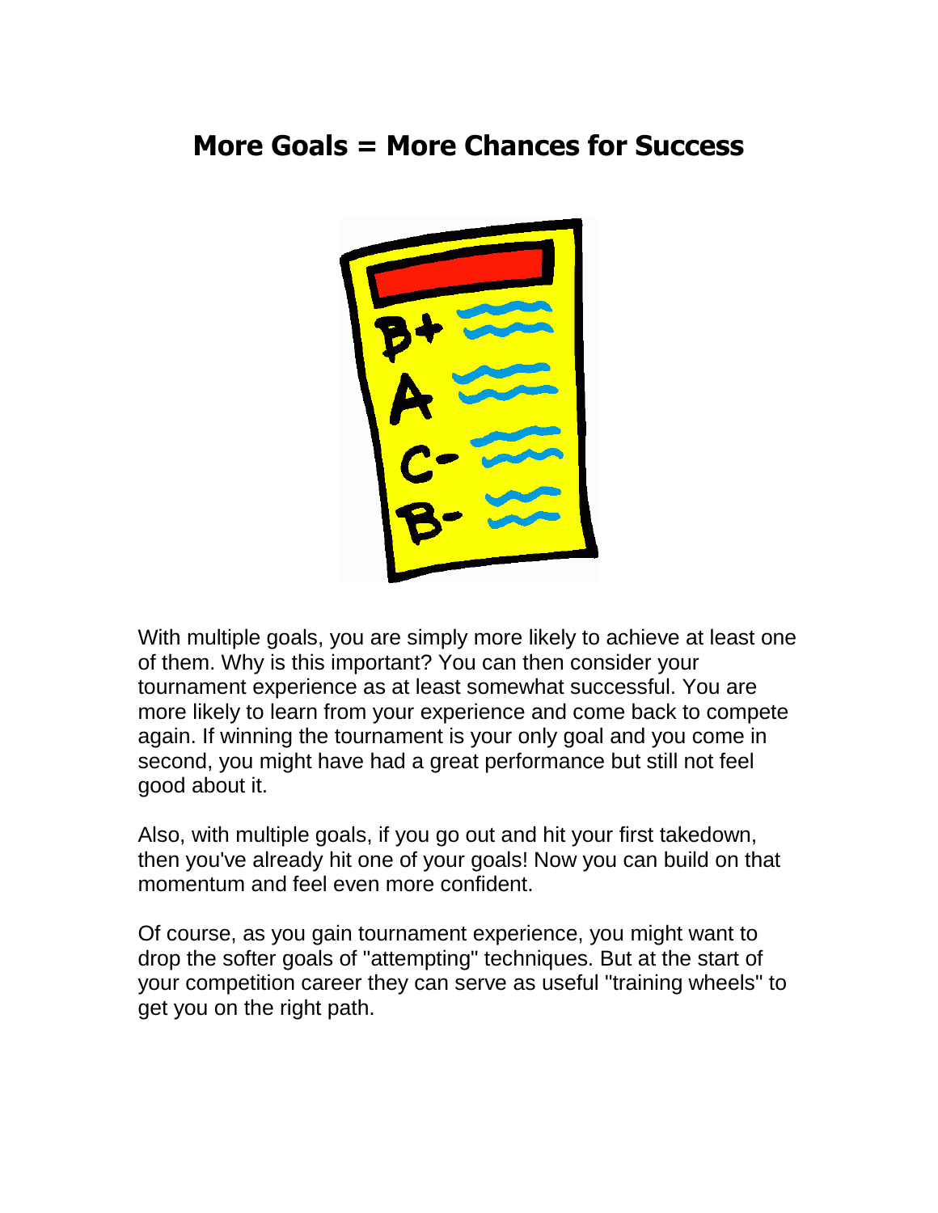## More Goals = More Chances for Success

With multiple goals, you are simply more likely to achieve at least one of them. Why is this important? You can then consider your tournament experience as at least somewhat successful. You are more likely to learn from your experience and come back to compete again. If winning the tournament is your only goal and you come in second, you might have had a great performance but still not feel good about it.

Also, with multiple goals, if you go out and hit your first takedown, then you've already hit one of your goals! Now you can build on that momentum and feel even more confident.

Of course, as you gain tournament experience, you might want to drop the softer goals of "attempting" techniques. But at the start of your competition career they can serve as useful "training wheels" to get you on the right path.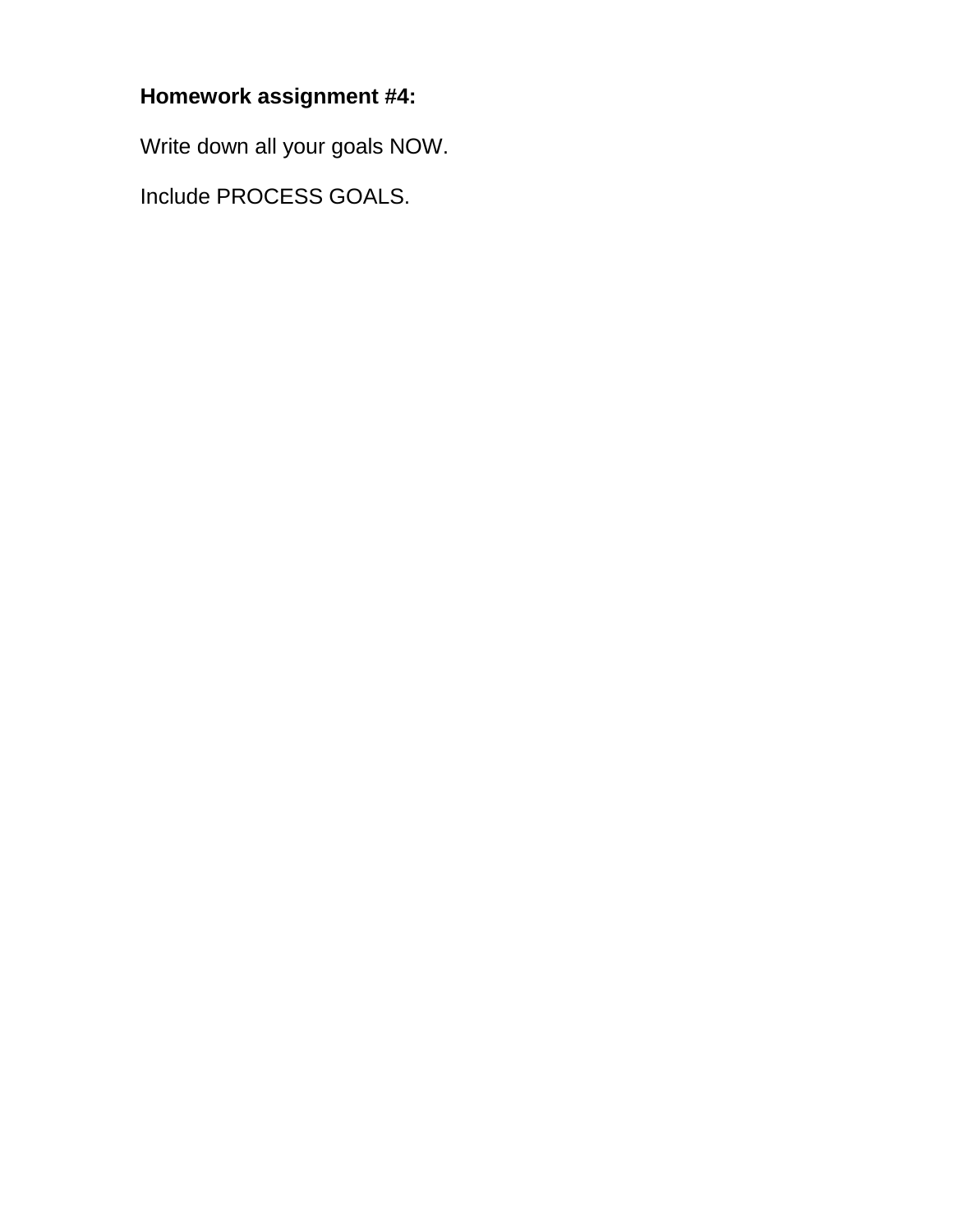**Homework assignment #4:**

Write down all your goals NOW.

Include PROCESS GOALS.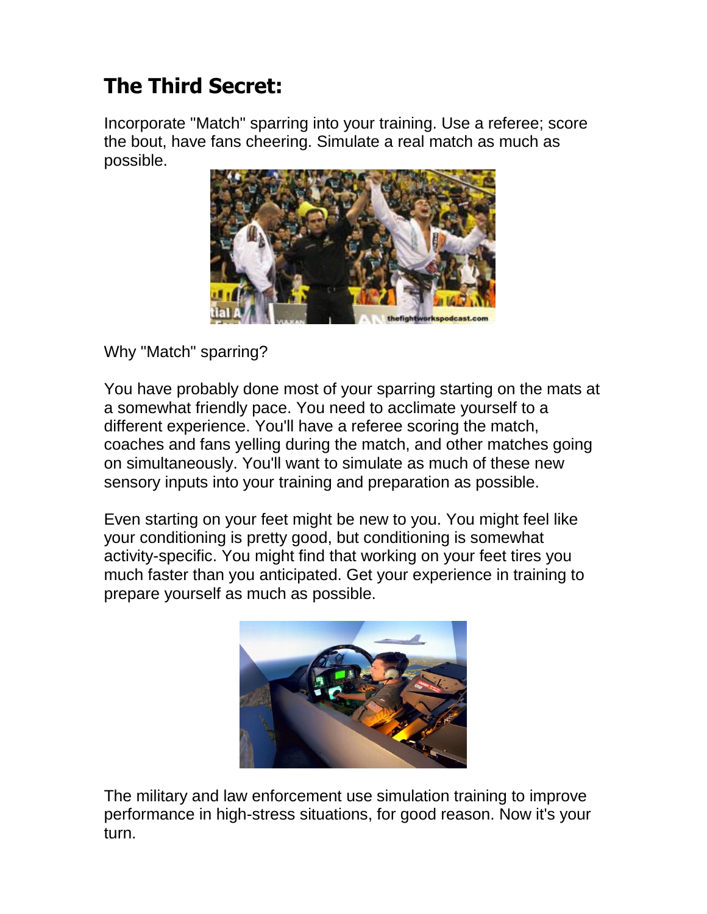## The Third Secret:

Incorporate "Match" sparring into your training. Use a referee; score the bout, have fans cheering. Simulate a real match as much as possible.

Why "Match" sparring?

You have probably done most of your sparring starting on the mats at a somewhat friendly pace. You need to acclimate yourself to a different experience. You'll have a referee scoring the match, coaches and fans yelling during the match, and other matches going on simultaneously. You'll want to simulate as much of these new sensory inputs into your training and preparation as possible.

Even starting on your feet might be new to you. You might feel like your conditioning is pretty good, but conditioning is somewhat activity-specific. You might find that working on your feet tires you much faster than you anticipated. Get your experience in training to prepare yourself as much as possible.

The military and law enforcement use simulation training to improve performance in high-stress situations, for good reason. Now it's your turn.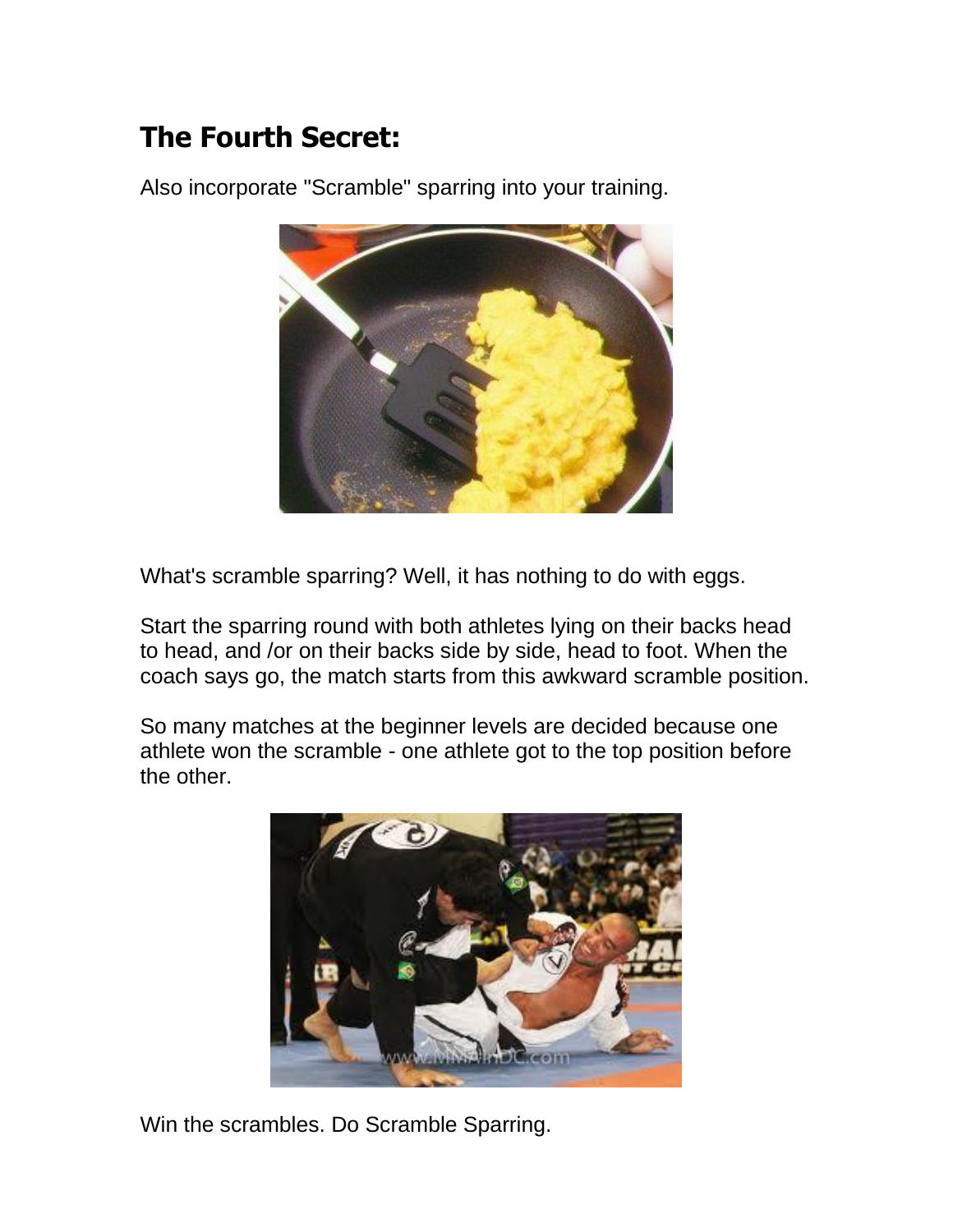## The Fourth Secret:

Also incorporate "Scramble" sparring into your training.

What's scramble sparring? Well, it has nothing to do with eggs.

Start the sparring round with both athletes lying on their backs head to head, and /or on their backs side by side, head to foot. When the coach says go, the match starts from this awkward scramble position.

So many matches at the beginner levels are decided because one athlete won the scramble - one athlete got to the top position before the other.

Win the scrambles. Do Scramble Sparring.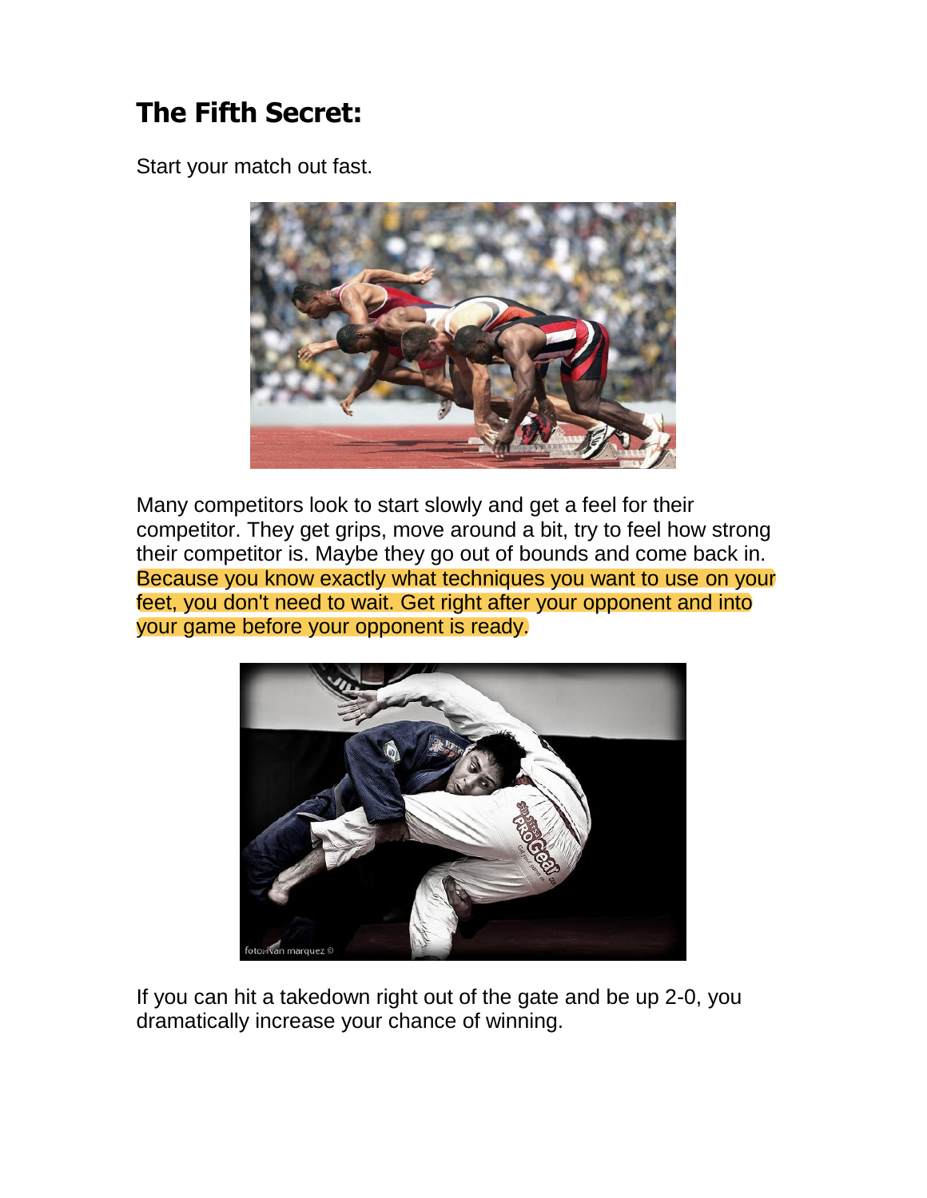## The Fifth Secret:

Start your match out fast.

Many competitors look to start slowly and get a feel for their competitor. They get grips, move around a bit, try to feel how strong their competitor is. Maybe they go out of bounds and come back in. Because you know exactly what techniques you want to use on your feet, you don't need to wait. Get right after your opponent and into your game before your opponent is ready.

If you can hit a takedown right out of the gate and be up 2-0, you dramatically increase your chance of winning.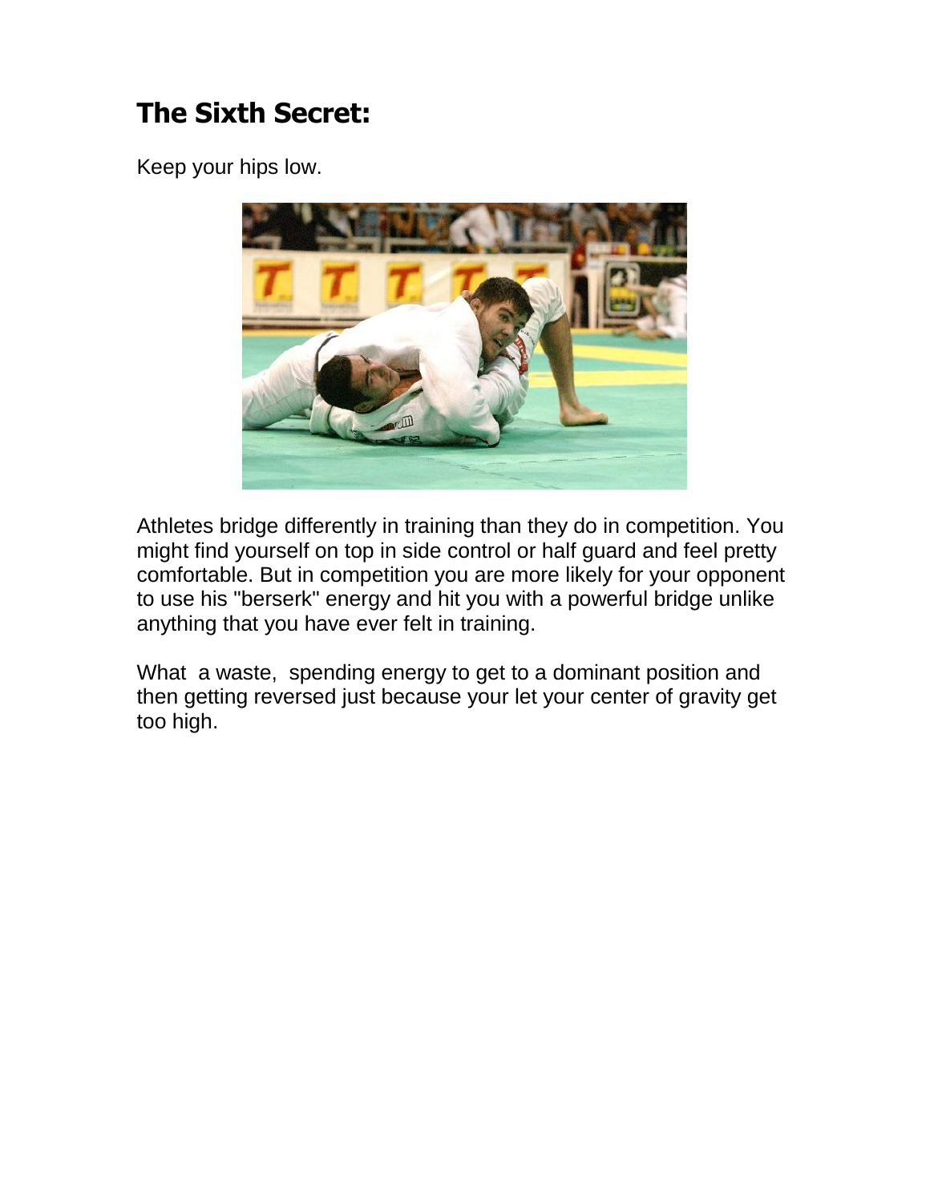## The Sixth Secret:

Keep your hips low.

Athletes bridge differently in training than they do in competition. You might find yourself on top in side control or half guard and feel pretty comfortable. But in competition you are more likely for your opponent to use his "berserk" energy and hit you with a powerful bridge unlike anything that you have ever felt in training.

What a waste, spending energy to get to a dominant position and then getting reversed just because your let your center of gravity get too high.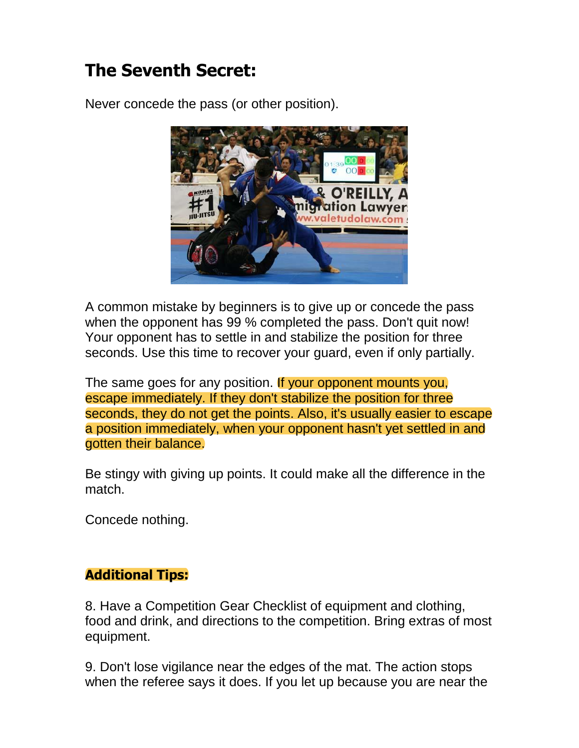## The Seventh Secret:

Never concede the pass (or other position).

A common mistake by beginners is to give up or concede the pass when the opponent has 99 % completed the pass. Don't quit now! Your opponent has to settle in and stabilize the position for three seconds. Use this time to recover your guard, even if only partially.

The same goes for any position. If your opponent mounts you, escape immediately. If they don't stabilize the position for three seconds, they do not get the points. Also, it's usually easier to escape a position immediately, when your opponent hasn't yet settled in and gotten their balance.

Be stingy with giving up points. It could make all the difference in the match.

Concede nothing.

**Additional Tips:**

8. Have a Competition Gear Checklist of equipment and clothing, food and drink, and directions to the competition. Bring extras of most equipment.

9. Don't lose vigilance near the edges of the mat. The action stops when the referee says it does. If you let up because you are near the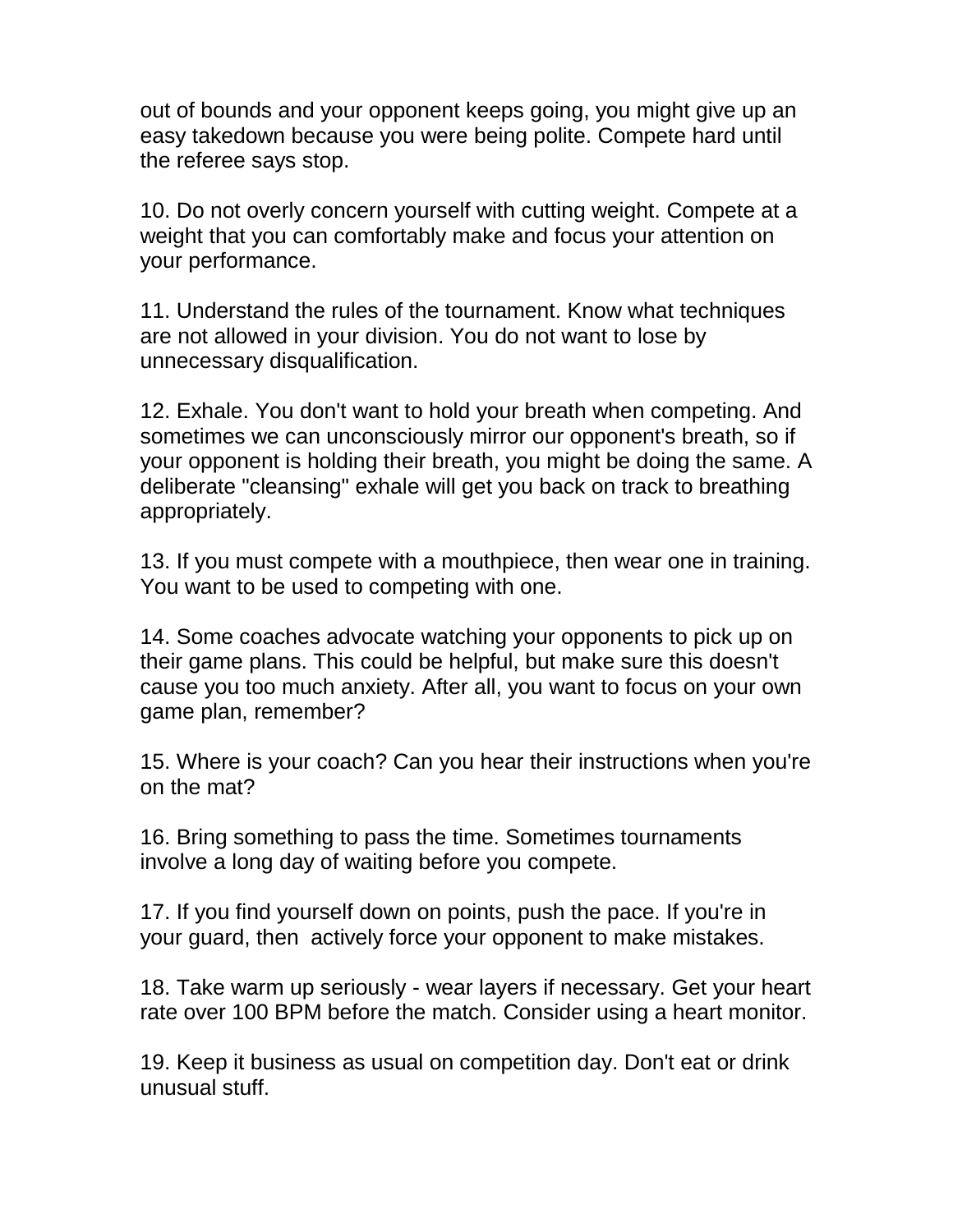out of bounds and your opponent keeps going, you might give up an easy takedown because you were being polite. Compete hard until the referee says stop.

10. Do not overly concern yourself with cutting weight. Compete at a weight that you can comfortably make and focus your attention on your performance.

11. Understand the rules of the tournament. Know what techniques are not allowed in your division. You do not want to lose by unnecessary disqualification.

12. Exhale. You don't want to hold your breath when competing. And sometimes we can unconsciously mirror our opponent's breath, so if your opponent is holding their breath, you might be doing the same. A deliberate "cleansing" exhale will get you back on track to breathing appropriately.

13. If you must compete with a mouthpiece, then wear one in training. You want to be used to competing with one.

14. Some coaches advocate watching your opponents to pick up on their game plans. This could be helpful, but make sure this doesn't cause you too much anxiety. After all, you want to focus on your own game plan, remember?

15. Where is your coach? Can you hear their instructions when you're on the mat?

16. Bring something to pass the time. Sometimes tournaments involve a long day of waiting before you compete.

17. If you find yourself down on points, push the pace. If you're in your guard, then actively force your opponent to make mistakes.

18. Take warm up seriously - wear layers if necessary. Get your heart rate over 100 BPM before the match. Consider using a heart monitor.

19. Keep it business as usual on competition day. Don't eat or drink unusual stuff.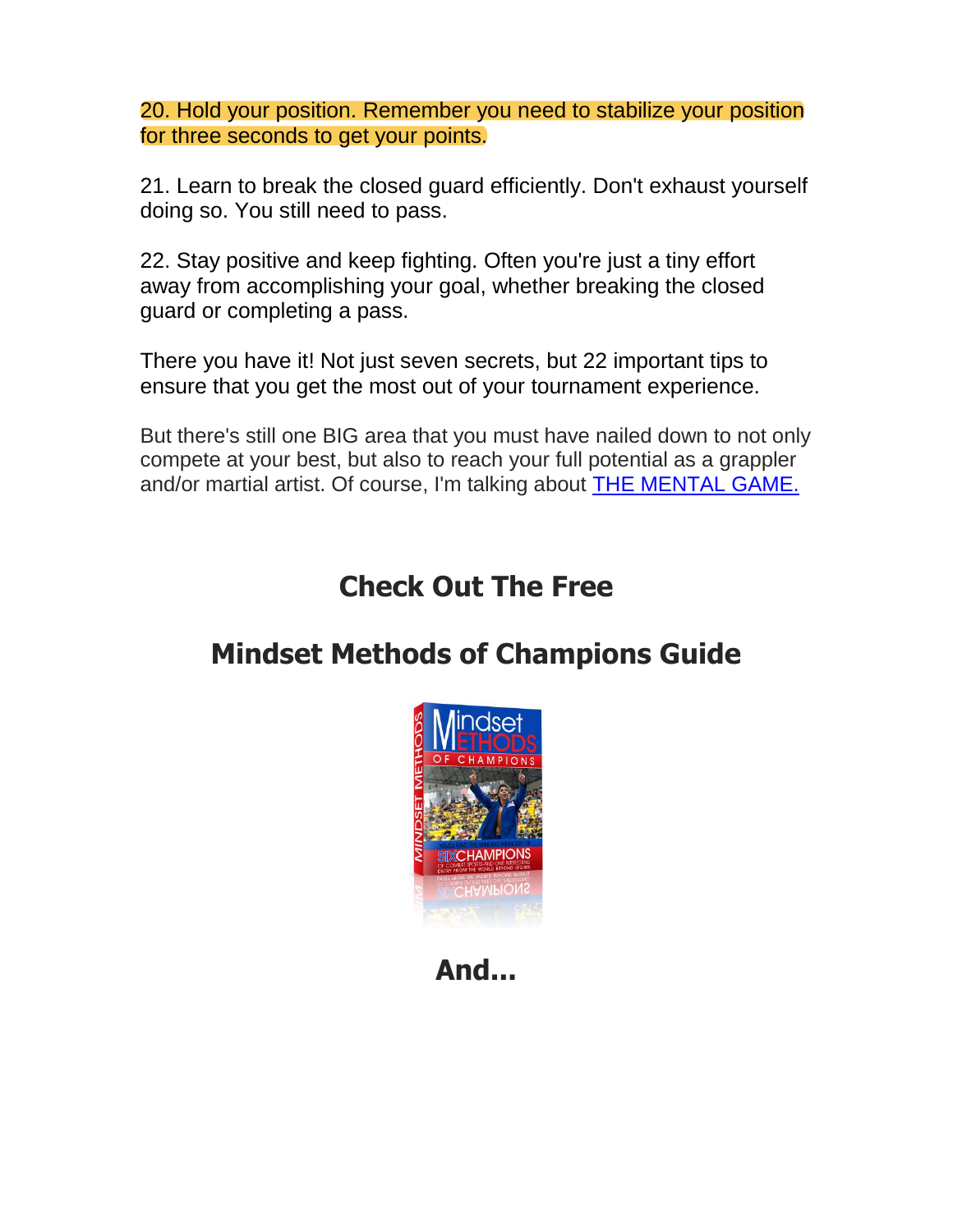20. Hold your position. Remember you need to stabilize your position for three seconds to get your points.

21. Learn to break the closed guard efficiently. Don't exhaust yourself doing so. You still need to pass.

22. Stay positive and keep fighting. Often you're just a tiny effort away from accomplishing your goal, whether breaking the closed guard or completing a pass.

There you have it! Not just seven secrets, but 22 important tips to ensure that you get the most out of your tournament experience.

But there's still one BIG area that you must have nailed down to not only compete at your best, but also to reach your full potential as a grappler and/or martial artist. Of course, I'm talking about THE MENTAL GAME.

## Check Out The Free

## Mindset Methods of Champions Guide

## And...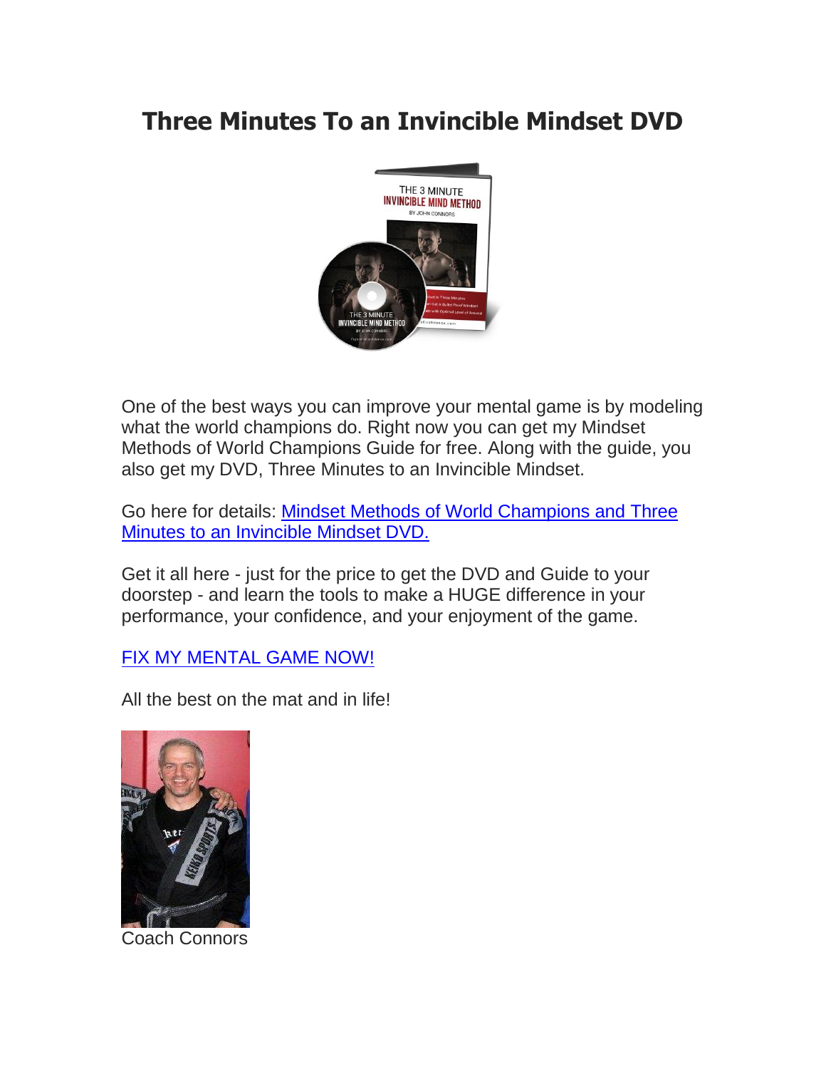# Three Minutes To an Invincible Mindset DVD

One of the best ways you can improve your mental game is by modeling what the world champions do. Right now you can get my Mindset Methods of World Champions Guide for free. Along with the guide, you also get my DVD, Three Minutes to an Invincible Mindset.

Go here for details: [Mindset Methods of World Champions and Three Minutes to an Invincible Mindset DVD.]()

Get it all here - just for the price to get the DVD and Guide to your doorstep - and learn the tools to make a HUGE difference in your performance, your confidence, and your enjoyment of the game.

[FIX MY MENTAL GAME NOW!]()

All the best on the mat and in life!

Coach Connors